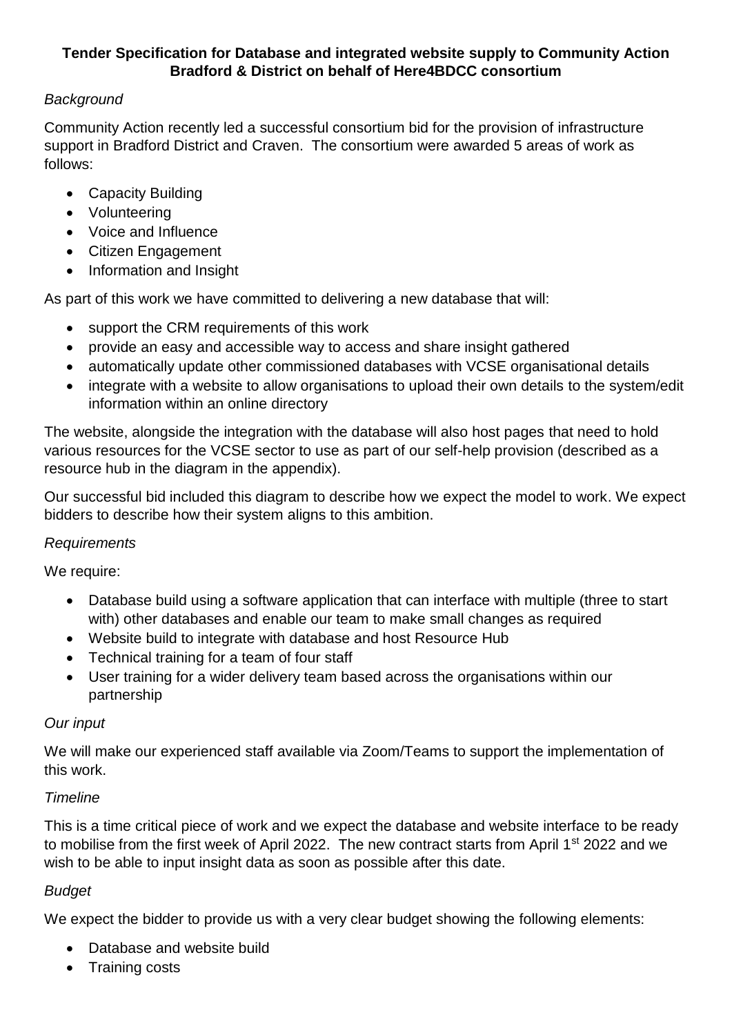**Tender Specification for Database and integrated website supply to Community Action Bradford & District on behalf of Here4BDCC consortium**

*Background*

Community Action recently led a successful consortium bid for the provision of infrastructure support in Bradford District and Craven. The consortium were awarded 5 areas of work as follows:

- Capacity Building
- Volunteering
- Voice and Influence
- Citizen Engagement
- Information and Insight

As part of this work we have committed to delivering a new database that will:

- support the CRM requirements of this work
- provide an easy and accessible way to access and share insight gathered
- automatically update other commissioned databases with VCSE organisational details
- integrate with a website to allow organisations to upload their own details to the system/edit information within an online directory

The website, alongside the integration with the database will also host pages that need to hold various resources for the VCSE sector to use as part of our self-help provision (described as a resource hub in the diagram in the appendix).

Our successful bid included this diagram to describe how we expect the model to work. We expect bidders to describe how their system aligns to this ambition.

*Requirements*

We require:

- Database build using a software application that can interface with multiple (three to start with) other databases and enable our team to make small changes as required
- Website build to integrate with database and host Resource Hub
- Technical training for a team of four staff
- User training for a wider delivery team based across the organisations within our partnership

*Our input*

We will make our experienced staff available via Zoom/Teams to support the implementation of this work.

*Timeline*

This is a time critical piece of work and we expect the database and website interface to be ready to mobilise from the first week of April 2022. The new contract starts from April 1st 2022 and we wish to be able to input insight data as soon as possible after this date.

*Budget*

We expect the bidder to provide us with a very clear budget showing the following elements:

- Database and website build
- Training costs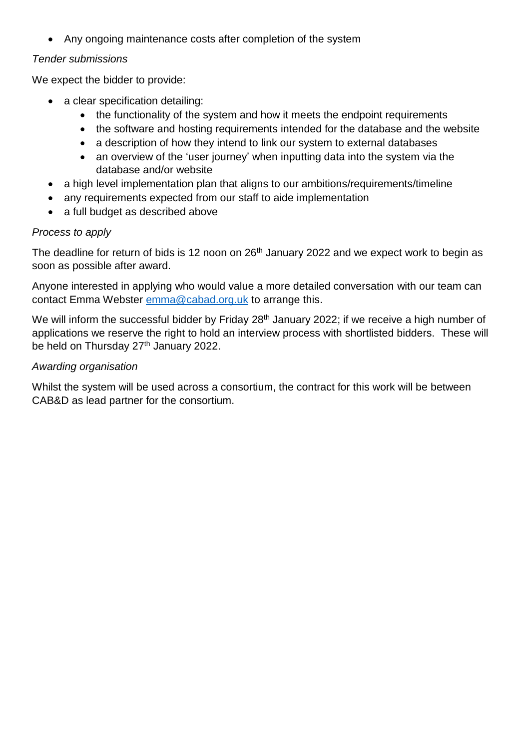- Any ongoing maintenance costs after completion of the system

*Tender submissions*

We expect the bidder to provide:

- a clear specification detailing:
    - the functionality of the system and how it meets the endpoint requirements
    - the software and hosting requirements intended for the database and the website
    - a description of how they intend to link our system to external databases
    - an overview of the 'user journey' when inputting data into the system via the database and/or website
- a high level implementation plan that aligns to our ambitions/requirements/timeline
- any requirements expected from our staff to aide implementation
- a full budget as described above

*Process to apply*

The deadline for return of bids is 12 noon on 26th January 2022 and we expect work to begin as soon as possible after award.

Anyone interested in applying who would value a more detailed conversation with our team can contact Emma Webster [emma@cabad.org.uk](mailto:emma@cabad.org.uk) to arrange this.

We will inform the successful bidder by Friday 28th January 2022; if we receive a high number of applications we reserve the right to hold an interview process with shortlisted bidders. These will be held on Thursday 27th January 2022.

*Awarding organisation*

Whilst the system will be used across a consortium, the contract for this work will be between CAB&D as lead partner for the consortium.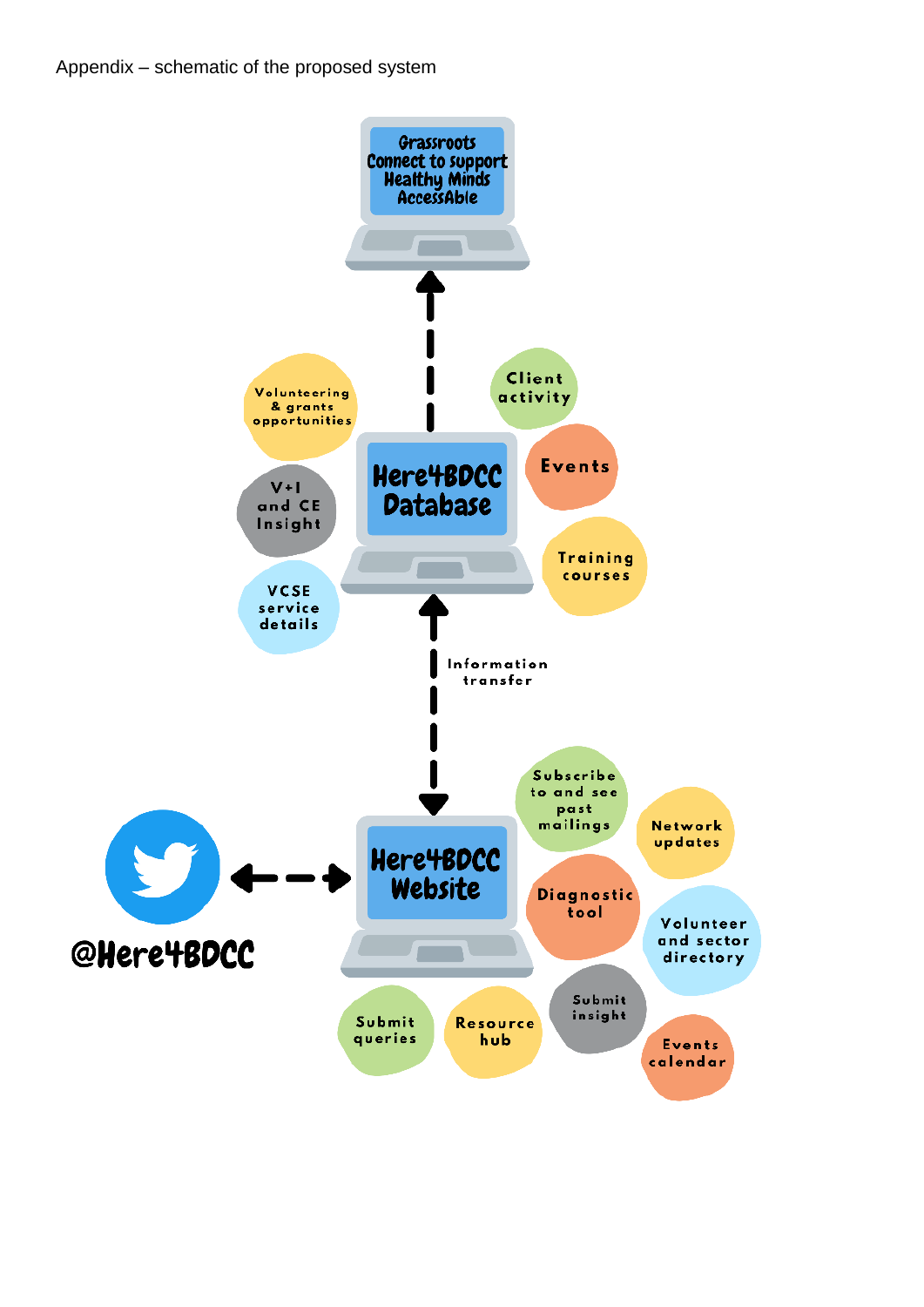Appendix – schematic of the proposed system

Grassroots
Connect to support
Healthy Minds
AccessAble

Volunteering & grants opportunities

Client activity

Here4BDCC Database

Events

V+I and CE Insight

Training courses

VCSE service details

Information transfer

Subscribe to and see past mailings

Network updates

Here4BDCC Website

Diagnostic tool

Volunteer and sector directory

@Here4BDCC

Submit queries

Resource hub

Submit insight

Events calendar